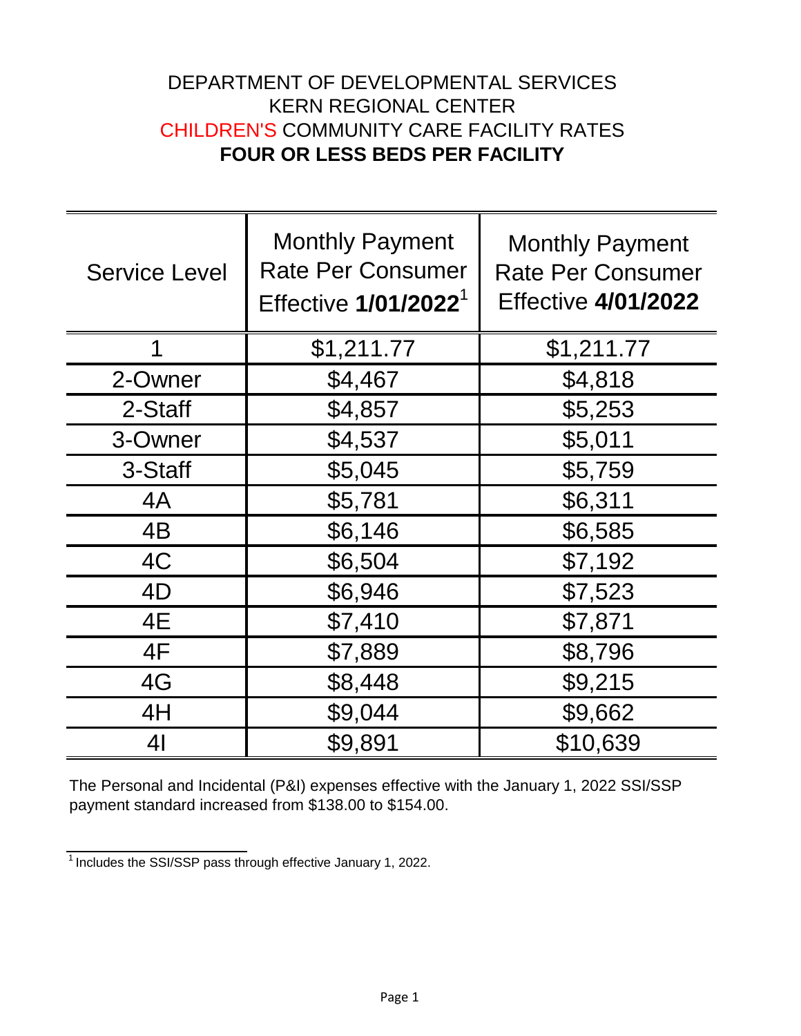# DEPARTMENT OF DEVELOPMENTAL SERVICES
# KERN REGIONAL CENTER
# CHILDREN'S COMMUNITY CARE FACILITY RATES
# **FOUR OR LESS BEDS PER FACILITY**

| Service Level | Monthly Payment Rate Per Consumer Effective **1/01/2022**[1] | Monthly Payment Rate Per Consumer Effective **4/01/2022** |
|---|---|---|
| 1 | $1,211.77 | $1,211.77 |
| 2-Owner | $4,467 | $4,818 |
| 2-Staff | $4,857 | $5,253 |
| 3-Owner | $4,537 | $5,011 |
| 3-Staff | $5,045 | $5,759 |
| 4A | $5,781 | $6,311 |
| 4B | $6,146 | $6,585 |
| 4C | $6,504 | $7,192 |
| 4D | $6,946 | $7,523 |
| 4E | $7,410 | $7,871 |
| 4F | $7,889 | $8,796 |
| 4G | $8,448 | $9,215 |
| 4H | $9,044 | $9,662 |
| 4I | $9,891 | $10,639 |

The Personal and Incidental (P&I) expenses effective with the January 1, 2022 SSI/SSP payment standard increased from $138.00 to $154.00.

[1] Includes the SSI/SSP pass through effective January 1, 2022.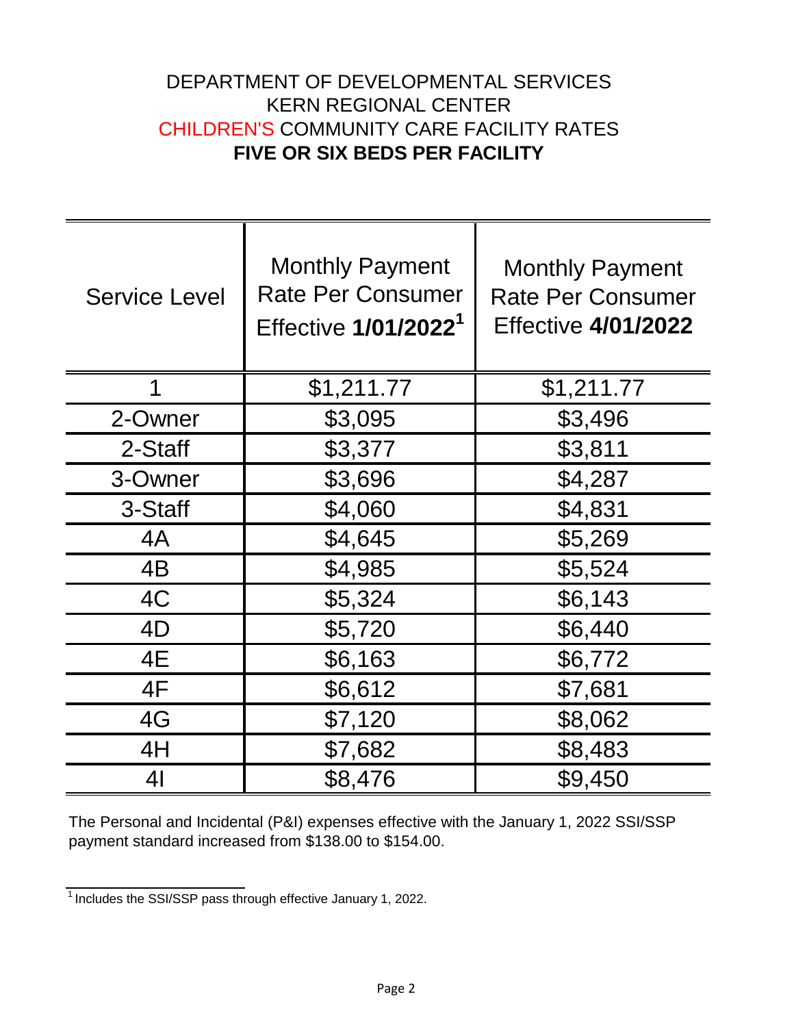# DEPARTMENT OF DEVELOPMENTAL SERVICES
# KERN REGIONAL CENTER
# CHILDREN'S COMMUNITY CARE FACILITY RATES
# **FIVE OR SIX BEDS PER FACILITY**

| Service Level | Monthly Payment Rate Per Consumer Effective **1/01/2022**[1] | Monthly Payment Rate Per Consumer Effective **4/01/2022** |
|---|---|---|
| 1 | $1,211.77 | $1,211.77 |
| 2-Owner | $3,095 | $3,496 |
| 2-Staff | $3,377 | $3,811 |
| 3-Owner | $3,696 | $4,287 |
| 3-Staff | $4,060 | $4,831 |
| 4A | $4,645 | $5,269 |
| 4B | $4,985 | $5,524 |
| 4C | $5,324 | $6,143 |
| 4D | $5,720 | $6,440 |
| 4E | $6,163 | $6,772 |
| 4F | $6,612 | $7,681 |
| 4G | $7,120 | $8,062 |
| 4H | $7,682 | $8,483 |
| 4I | $8,476 | $9,450 |

The Personal and Incidental (P&I) expenses effective with the January 1, 2022 SSI/SSP payment standard increased from $138.00 to $154.00.

[1] Includes the SSI/SSP pass through effective January 1, 2022.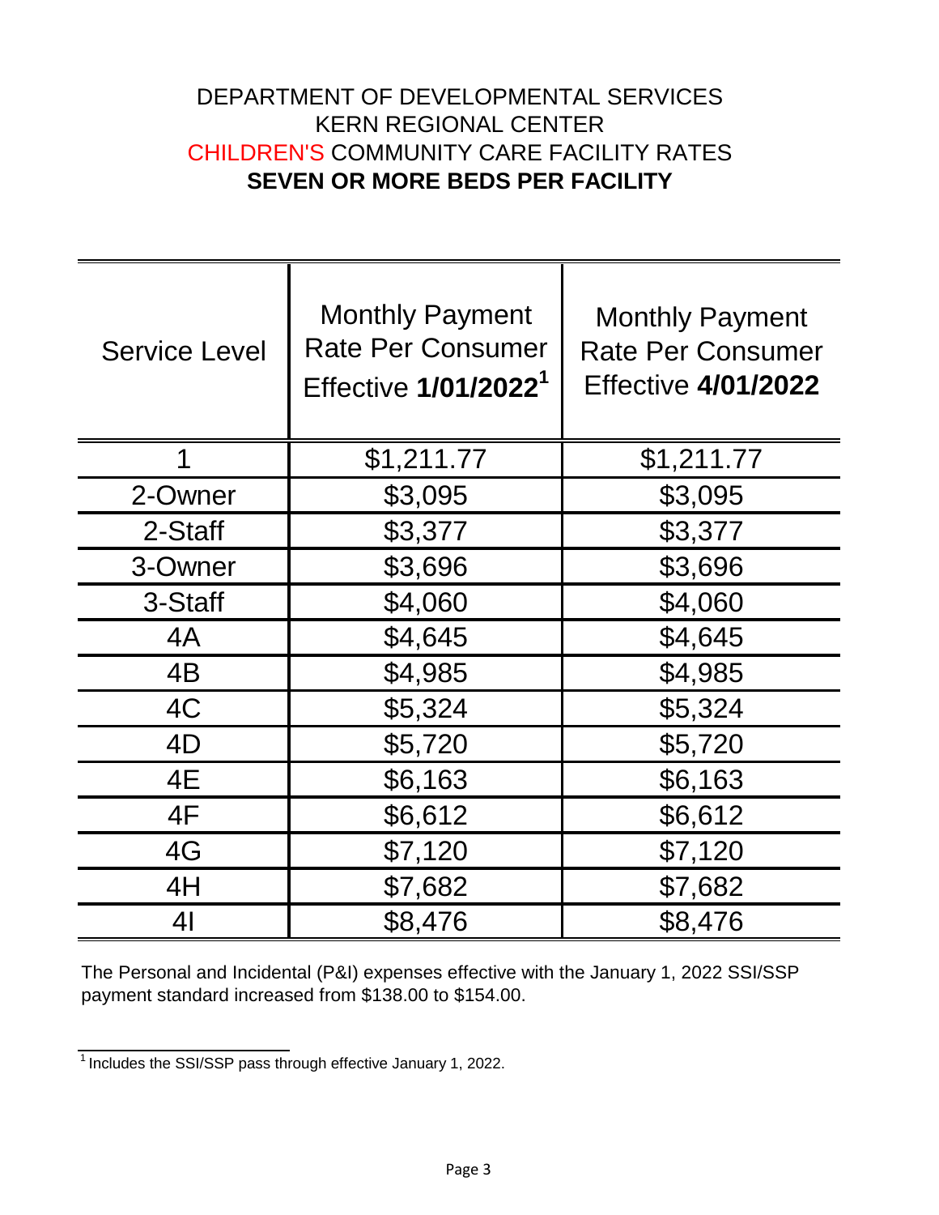DEPARTMENT OF DEVELOPMENTAL SERVICES
KERN REGIONAL CENTER
CHILDREN'S COMMUNITY CARE FACILITY RATES
**SEVEN OR MORE BEDS PER FACILITY**

| Service Level | Monthly Payment Rate Per Consumer Effective **1/01/2022**[1] | Monthly Payment Rate Per Consumer Effective **4/01/2022** |
|---|---|---|
| 1 | $1,211.77 | $1,211.77 |
| 2-Owner | $3,095 | $3,095 |
| 2-Staff | $3,377 | $3,377 |
| 3-Owner | $3,696 | $3,696 |
| 3-Staff | $4,060 | $4,060 |
| 4A | $4,645 | $4,645 |
| 4B | $4,985 | $4,985 |
| 4C | $5,324 | $5,324 |
| 4D | $5,720 | $5,720 |
| 4E | $6,163 | $6,163 |
| 4F | $6,612 | $6,612 |
| 4G | $7,120 | $7,120 |
| 4H | $7,682 | $7,682 |
| 4I | $8,476 | $8,476 |

The Personal and Incidental (P&I) expenses effective with the January 1, 2022 SSI/SSP payment standard increased from $138.00 to $154.00.

[1] Includes the SSI/SSP pass through effective January 1, 2022.